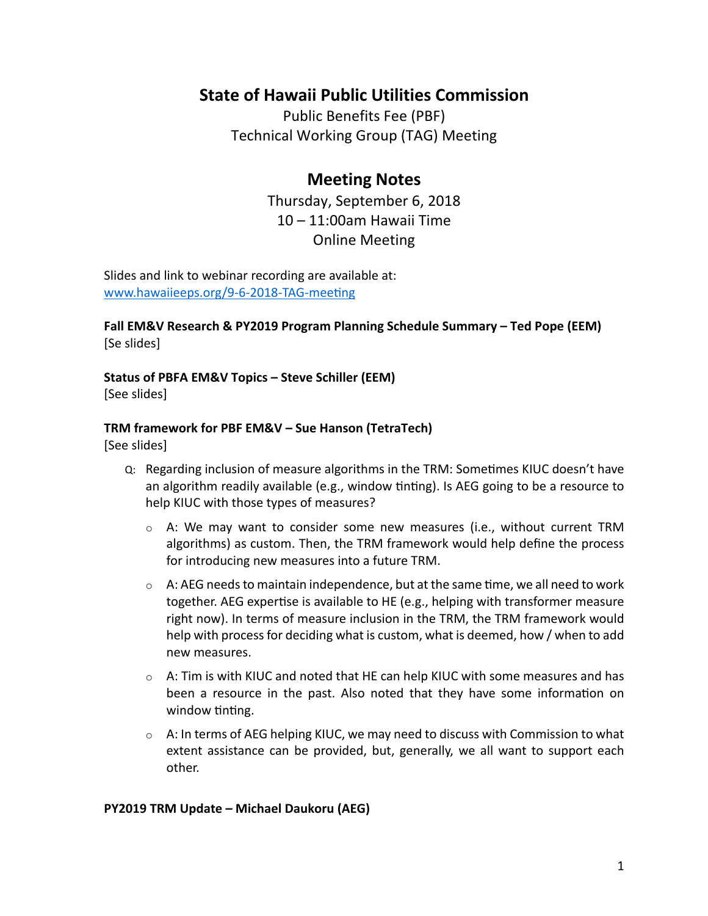# State of Hawaii Public Utilities Commission

Public Benefits Fee (PBF)
Technical Working Group (TAG) Meeting

## Meeting Notes

Thursday, September 6, 2018
10 – 11:00am Hawaii Time
Online Meeting

Slides and link to webinar recording are available at:
www.hawaiieeps.org/9-6-2018-TAG-meeting

**Fall EM&V Research & PY2019 Program Planning Schedule Summary – Ted Pope (EEM)**
[Se slides]

**Status of PBFA EM&V Topics – Steve Schiller (EEM)**
[See slides]

**TRM framework for PBF EM&V – Sue Hanson (TetraTech)**
[See slides]

- Q: Regarding inclusion of measure algorithms in the TRM: Sometimes KIUC doesn't have an algorithm readily available (e.g., window tinting). Is AEG going to be a resource to help KIUC with those types of measures?
  - A: We may want to consider some new measures (i.e., without current TRM algorithms) as custom. Then, the TRM framework would help define the process for introducing new measures into a future TRM.
  - A: AEG needs to maintain independence, but at the same time, we all need to work together. AEG expertise is available to HE (e.g., helping with transformer measure right now). In terms of measure inclusion in the TRM, the TRM framework would help with process for deciding what is custom, what is deemed, how / when to add new measures.
  - A: Tim is with KIUC and noted that HE can help KIUC with some measures and has been a resource in the past. Also noted that they have some information on window tinting.
  - A: In terms of AEG helping KIUC, we may need to discuss with Commission to what extent assistance can be provided, but, generally, we all want to support each other.

**PY2019 TRM Update – Michael Daukoru (AEG)**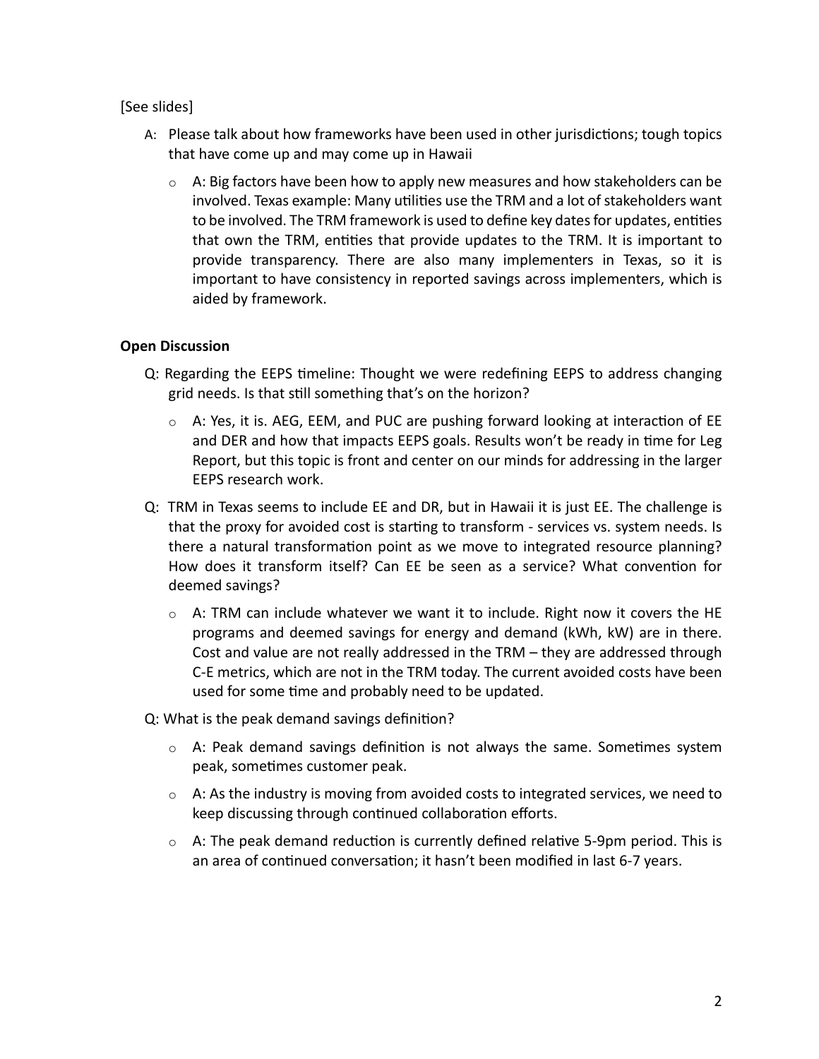[See slides]

- A: Please talk about how frameworks have been used in other jurisdictions; tough topics that have come up and may come up in Hawaii
  - A: Big factors have been how to apply new measures and how stakeholders can be involved. Texas example: Many utilities use the TRM and a lot of stakeholders want to be involved. The TRM framework is used to define key dates for updates, entities that own the TRM, entities that provide updates to the TRM. It is important to provide transparency. There are also many implementers in Texas, so it is important to have consistency in reported savings across implementers, which is aided by framework.

**Open Discussion**

- Q: Regarding the EEPS timeline: Thought we were redefining EEPS to address changing grid needs. Is that still something that's on the horizon?
  - A: Yes, it is. AEG, EEM, and PUC are pushing forward looking at interaction of EE and DER and how that impacts EEPS goals. Results won't be ready in time for Leg Report, but this topic is front and center on our minds for addressing in the larger EEPS research work.
- Q: TRM in Texas seems to include EE and DR, but in Hawaii it is just EE. The challenge is that the proxy for avoided cost is starting to transform - services vs. system needs. Is there a natural transformation point as we move to integrated resource planning? How does it transform itself? Can EE be seen as a service? What convention for deemed savings?
  - A: TRM can include whatever we want it to include. Right now it covers the HE programs and deemed savings for energy and demand (kWh, kW) are in there. Cost and value are not really addressed in the TRM – they are addressed through C-E metrics, which are not in the TRM today. The current avoided costs have been used for some time and probably need to be updated.
- Q: What is the peak demand savings definition?
  - A: Peak demand savings definition is not always the same. Sometimes system peak, sometimes customer peak.
  - A: As the industry is moving from avoided costs to integrated services, we need to keep discussing through continued collaboration efforts.
  - A: The peak demand reduction is currently defined relative 5-9pm period. This is an area of continued conversation; it hasn't been modified in last 6-7 years.